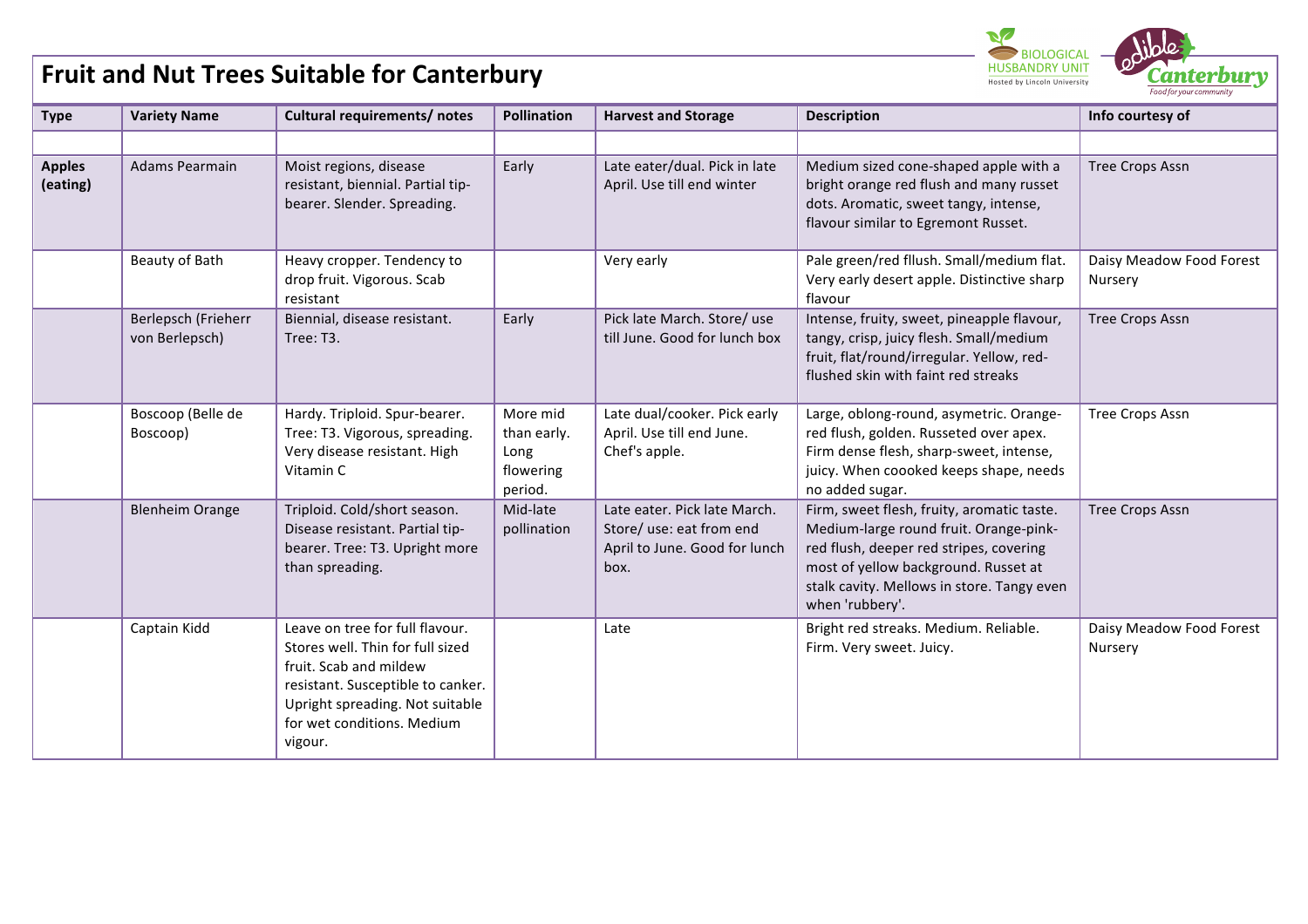# Fruit and Nut Trees Suitable for Canterbury

| Type | Variety Name | Cultural requirements/ notes | Pollination | Harvest and Storage | Description | Info courtesy of |
|---|---|---|---|---|---|---|
| | | | | | | |
| **Apples (eating)** | Adams Pearmain | Moist regions, disease resistant, biennial. Partial tip-bearer. Slender. Spreading. | Early | Late eater/dual. Pick in late April. Use till end winter | Medium sized cone-shaped apple with a bright orange red flush and many russet dots. Aromatic, sweet tangy, intense, flavour similar to Egremont Russet. | Tree Crops Assn |
| | Beauty of Bath | Heavy cropper. Tendency to drop fruit. Vigorous. Scab resistant | | Very early | Pale green/red fllush. Small/medium flat. Very early desert apple. Distinctive sharp flavour | Daisy Meadow Food Forest Nursery |
| | Berlepsch (Frieherr von Berlepsch) | Biennial, disease resistant. Tree: T3. | Early | Pick late March. Store/ use till June. Good for lunch box | Intense, fruity, sweet, pineapple flavour, tangy, crisp, juicy flesh. Small/medium fruit, flat/round/irregular. Yellow, red-flushed skin with faint red streaks | Tree Crops Assn |
| | Boscoop (Belle de Boscoop) | Hardy. Triploid. Spur-bearer. Tree: T3. Vigorous, spreading. Very disease resistant. High Vitamin C | More mid than early. Long flowering period. | Late dual/cooker. Pick early April. Use till end June. Chef's apple. | Large, oblong-round, asymetric. Orange-red flush, golden. Russeted over apex. Firm dense flesh, sharp-sweet, intense, juicy. When coooked keeps shape, needs no added sugar. | Tree Crops Assn |
| | Blenheim Orange | Triploid. Cold/short season. Disease resistant. Partial tip-bearer. Tree: T3. Upright more than spreading. | Mid-late pollination | Late eater. Pick late March. Store/ use: eat from end April to June. Good for lunch box. | Firm, sweet flesh, fruity, aromatic taste. Medium-large round fruit. Orange-pink-red flush, deeper red stripes, covering most of yellow background. Russet at stalk cavity. Mellows in store. Tangy even when 'rubbery'. | Tree Crops Assn |
| | Captain Kidd | Leave on tree for full flavour. Stores well. Thin for full sized fruit. Scab and mildew resistant. Susceptible to canker. Upright spreading. Not suitable for wet conditions. Medium vigour. | | Late | Bright red streaks. Medium. Reliable. Firm. Very sweet. Juicy. | Daisy Meadow Food Forest Nursery |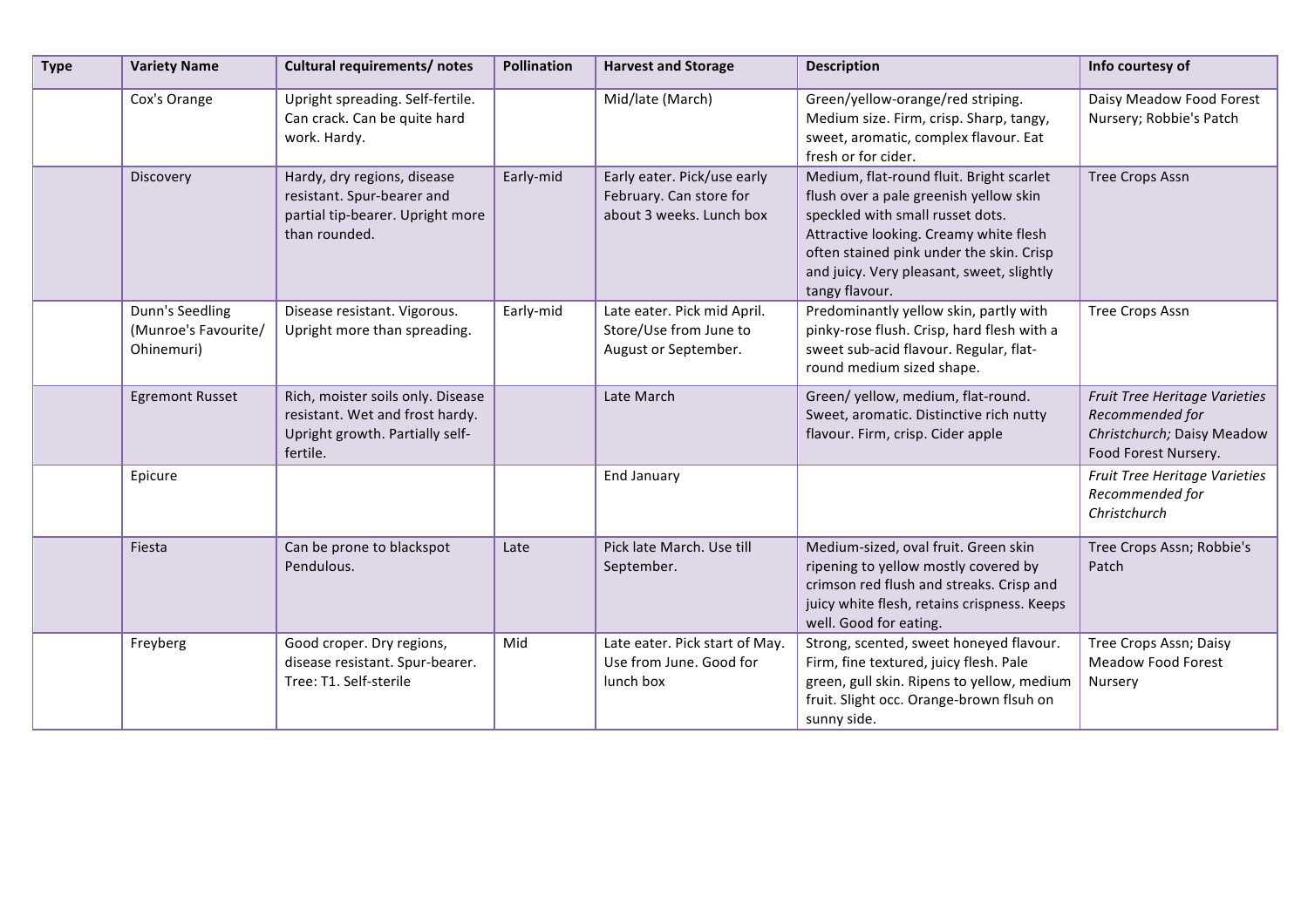| Type | Variety Name | Cultural requirements/ notes | Pollination | Harvest and Storage | Description | Info courtesy of |
|---|---|---|---|---|---|---|
| | Cox's Orange | Upright spreading. Self-fertile. Can crack. Can be quite hard work. Hardy. | | Mid/late (March) | Green/yellow-orange/red striping. Medium size. Firm, crisp. Sharp, tangy, sweet, aromatic, complex flavour. Eat fresh or for cider. | Daisy Meadow Food Forest Nursery; Robbie's Patch |
| | Discovery | Hardy, dry regions, disease resistant. Spur-bearer and partial tip-bearer. Upright more than rounded. | Early-mid | Early eater. Pick/use early February. Can store for about 3 weeks. Lunch box | Medium, flat-round fluit. Bright scarlet flush over a pale greenish yellow skin speckled with small russet dots. Attractive looking. Creamy white flesh often stained pink under the skin. Crisp and juicy. Very pleasant, sweet, slightly tangy flavour. | Tree Crops Assn |
| | Dunn's Seedling (Munroe's Favourite/ Ohinemuri) | Disease resistant. Vigorous. Upright more than spreading. | Early-mid | Late eater. Pick mid April. Store/Use from June to August or September. | Predominantly yellow skin, partly with pinky-rose flush. Crisp, hard flesh with a sweet sub-acid flavour. Regular, flat-round medium sized shape. | Tree Crops Assn |
| | Egremont Russet | Rich, moister soils only. Disease resistant. Wet and frost hardy. Upright growth. Partially self-fertile. | | Late March | Green/ yellow, medium, flat-round. Sweet, aromatic. Distinctive rich nutty flavour. Firm, crisp. Cider apple | *Fruit Tree Heritage Varieties Recommended for Christchurch;* Daisy Meadow Food Forest Nursery. |
| | Epicure | | | End January | | *Fruit Tree Heritage Varieties Recommended for Christchurch* |
| | Fiesta | Can be prone to blackspot Pendulous. | Late | Pick late March. Use till September. | Medium-sized, oval fruit. Green skin ripening to yellow mostly covered by crimson red flush and streaks. Crisp and juicy white flesh, retains crispness. Keeps well. Good for eating. | Tree Crops Assn; Robbie's Patch |
| | Freyberg | Good croper. Dry regions, disease resistant. Spur-bearer. Tree: T1. Self-sterile | Mid | Late eater. Pick start of May. Use from June. Good for lunch box | Strong, scented, sweet honeyed flavour. Firm, fine textured, juicy flesh. Pale green, gull skin. Ripens to yellow, medium fruit. Slight occ. Orange-brown flsuh on sunny side. | Tree Crops Assn; Daisy Meadow Food Forest Nursery |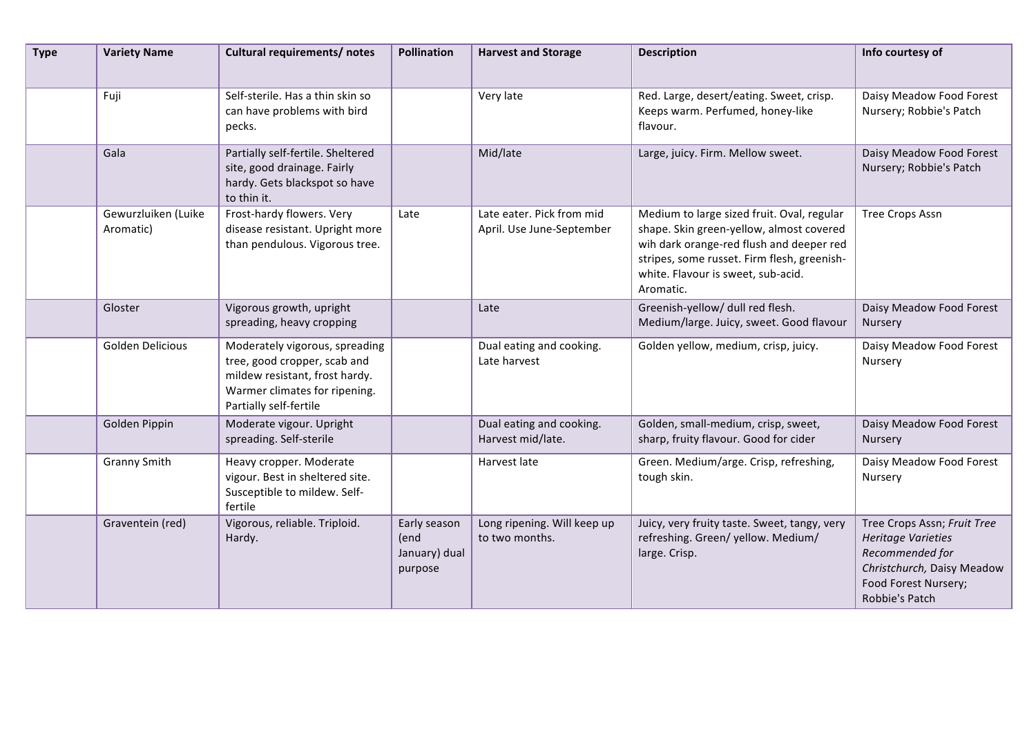| Type | Variety Name | Cultural requirements/ notes | Pollination | Harvest and Storage | Description | Info courtesy of |
|---|---|---|---|---|---|---|
| | Fuji | Self-sterile. Has a thin skin so can have problems with bird pecks. | | Very late | Red. Large, desert/eating. Sweet, crisp. Keeps warm. Perfumed, honey-like flavour. | Daisy Meadow Food Forest Nursery; Robbie's Patch |
| | Gala | Partially self-fertile. Sheltered site, good drainage. Fairly hardy. Gets blackspot so have to thin it. | | Mid/late | Large, juicy. Firm. Mellow sweet. | Daisy Meadow Food Forest Nursery; Robbie's Patch |
| | Gewurzluiken (Luike Aromatic) | Frost-hardy flowers. Very disease resistant. Upright more than pendulous. Vigorous tree. | Late | Late eater. Pick from mid April. Use June-September | Medium to large sized fruit. Oval, regular shape. Skin green-yellow, almost covered wih dark orange-red flush and deeper red stripes, some russet. Firm flesh, greenish-white. Flavour is sweet, sub-acid. Aromatic. | Tree Crops Assn |
| | Gloster | Vigorous growth, upright spreading, heavy cropping | | Late | Greenish-yellow/ dull red flesh. Medium/large. Juicy, sweet. Good flavour | Daisy Meadow Food Forest Nursery |
| | Golden Delicious | Moderately vigorous, spreading tree, good cropper, scab and mildew resistant, frost hardy. Warmer climates for ripening. Partially self-fertile | | Dual eating and cooking. Late harvest | Golden yellow, medium, crisp, juicy. | Daisy Meadow Food Forest Nursery |
| | Golden Pippin | Moderate vigour. Upright spreading. Self-sterile | | Dual eating and cooking. Harvest mid/late. | Golden, small-medium, crisp, sweet, sharp, fruity flavour. Good for cider | Daisy Meadow Food Forest Nursery |
| | Granny Smith | Heavy cropper. Moderate vigour. Best in sheltered site. Susceptible to mildew. Self-fertile | | Harvest late | Green. Medium/arge. Crisp, refreshing, tough skin. | Daisy Meadow Food Forest Nursery |
| | Graventein (red) | Vigorous, reliable. Triploid. Hardy. | Early season (end January) dual purpose | Long ripening. Will keep up to two months. | Juicy, very fruity taste. Sweet, tangy, very refreshing. Green/ yellow. Medium/ large. Crisp. | Tree Crops Assn; *Fruit Tree Heritage Varieties Recommended for Christchurch,* Daisy Meadow Food Forest Nursery; Robbie's Patch |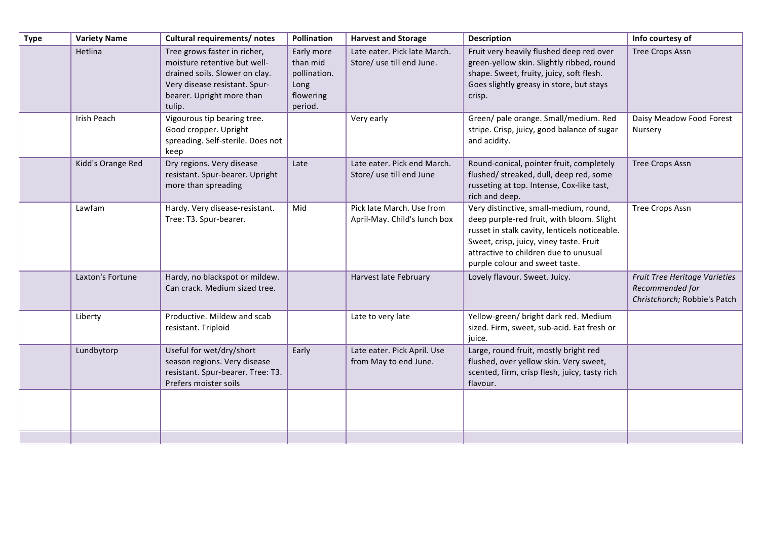| Type | Variety Name | Cultural requirements/ notes | Pollination | Harvest and Storage | Description | Info courtesy of |
|---|---|---|---|---|---|---|
| | Hetlina | Tree grows faster in richer, moisture retentive but well-drained soils. Slower on clay. Very disease resistant. Spur-bearer. Upright more than tulip. | Early more than mid pollination. Long flowering period. | Late eater. Pick late March. Store/ use till end June. | Fruit very heavily flushed deep red over green-yellow skin. Slightly ribbed, round shape. Sweet, fruity, juicy, soft flesh. Goes slightly greasy in store, but stays crisp. | Tree Crops Assn |
| | Irish Peach | Vigourous tip bearing tree. Good cropper. Upright spreading. Self-sterile. Does not keep | | Very early | Green/ pale orange. Small/medium. Red stripe. Crisp, juicy, good balance of sugar and acidity. | Daisy Meadow Food Forest Nursery |
| | Kidd's Orange Red | Dry regions. Very disease resistant. Spur-bearer. Upright more than spreading | Late | Late eater. Pick end March. Store/ use till end June | Round-conical, pointer fruit, completely flushed/ streaked, dull, deep red, some russeting at top. Intense, Cox-like tast, rich and deep. | Tree Crops Assn |
| | Lawfam | Hardy. Very disease-resistant. Tree: T3. Spur-bearer. | Mid | Pick late March. Use from April-May. Child's lunch box | Very distinctive, small-medium, round, deep purple-red fruit, with bloom. Slight russet in stalk cavity, lenticels noticeable. Sweet, crisp, juicy, viney taste. Fruit attractive to children due to unusual purple colour and sweet taste. | Tree Crops Assn |
| | Laxton's Fortune | Hardy, no blackspot or mildew. Can crack. Medium sized tree. | | Harvest late February | Lovely flavour. Sweet. Juicy. | *Fruit Tree Heritage Varieties Recommended for Christchurch;* Robbie's Patch |
| | Liberty | Productive. Mildew and scab resistant. Triploid | | Late to very late | Yellow-green/ bright dark red. Medium sized. Firm, sweet, sub-acid. Eat fresh or juice. | |
| | Lundbytorp | Useful for wet/dry/short season regions. Very disease resistant. Spur-bearer. Tree: T3. Prefers moister soils | Early | Late eater. Pick April. Use from May to end June. | Large, round fruit, mostly bright red flushed, over yellow skin. Very sweet, scented, firm, crisp flesh, juicy, tasty rich flavour. | |
| | | | | | | |
| | | | | | | |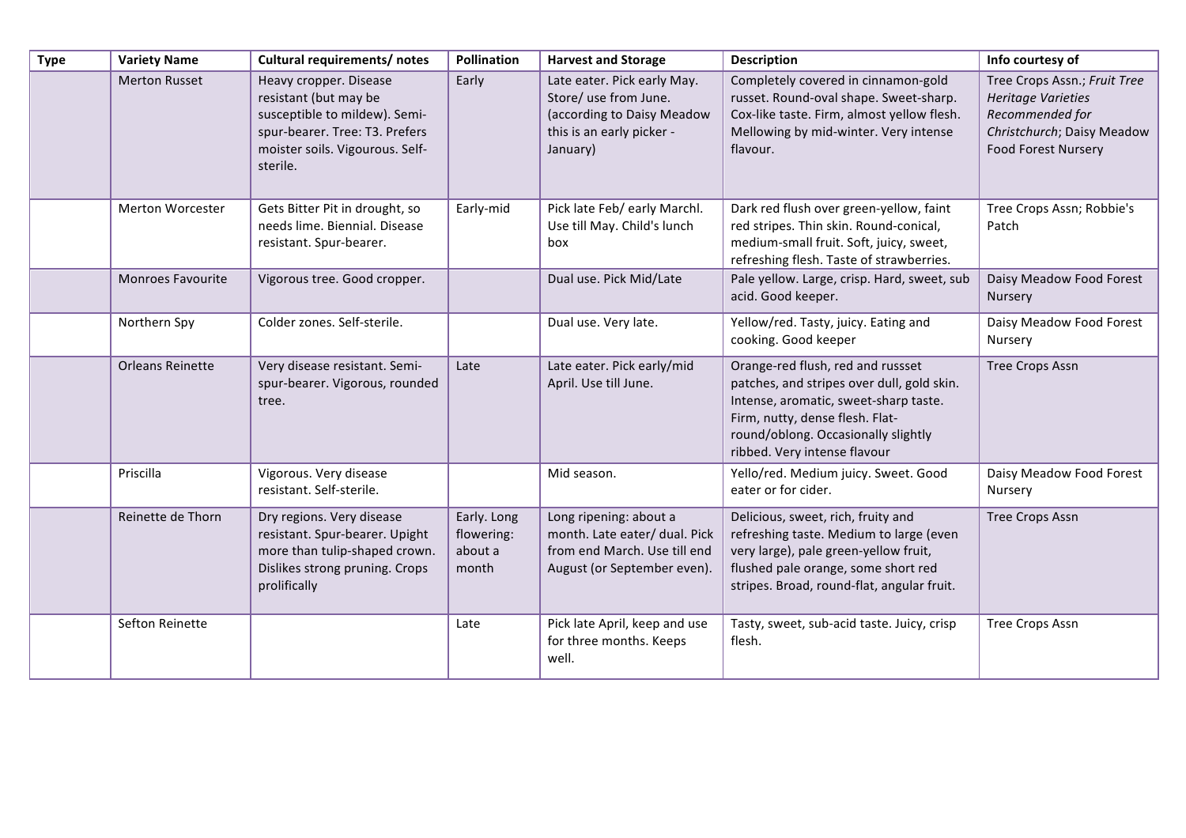| Type | Variety Name | Cultural requirements/ notes | Pollination | Harvest and Storage | Description | Info courtesy of |
|---|---|---|---|---|---|---|
| | Merton Russet | Heavy cropper. Disease resistant (but may be susceptible to mildew). Semi-spur-bearer. Tree: T3. Prefers moister soils. Vigourous. Self-sterile. | Early | Late eater. Pick early May. Store/ use from June. (according to Daisy Meadow this is an early picker - January) | Completely covered in cinnamon-gold russet. Round-oval shape. Sweet-sharp. Cox-like taste. Firm, almost yellow flesh. Mellowing by mid-winter. Very intense flavour. | Tree Crops Assn.; *Fruit Tree Heritage Varieties Recommended for Christchurch*; Daisy Meadow Food Forest Nursery |
| | Merton Worcester | Gets Bitter Pit in drought, so needs lime. Biennial. Disease resistant. Spur-bearer. | Early-mid | Pick late Feb/ early Marchl. Use till May. Child's lunch box | Dark red flush over green-yellow, faint red stripes. Thin skin. Round-conical, medium-small fruit. Soft, juicy, sweet, refreshing flesh. Taste of strawberries. | Tree Crops Assn; Robbie's Patch |
| | Monroes Favourite | Vigorous tree. Good cropper. | | Dual use. Pick Mid/Late | Pale yellow. Large, crisp. Hard, sweet, sub acid. Good keeper. | Daisy Meadow Food Forest Nursery |
| | Northern Spy | Colder zones. Self-sterile. | | Dual use. Very late. | Yellow/red. Tasty, juicy. Eating and cooking. Good keeper | Daisy Meadow Food Forest Nursery |
| | Orleans Reinette | Very disease resistant. Semi-spur-bearer. Vigorous, rounded tree. | Late | Late eater. Pick early/mid April. Use till June. | Orange-red flush, red and russset patches, and stripes over dull, gold skin. Intense, aromatic, sweet-sharp taste. Firm, nutty, dense flesh. Flat-round/oblong. Occasionally slightly ribbed. Very intense flavour | Tree Crops Assn |
| | Priscilla | Vigorous. Very disease resistant. Self-sterile. | | Mid season. | Yello/red. Medium juicy. Sweet. Good eater or for cider. | Daisy Meadow Food Forest Nursery |
| | Reinette de Thorn | Dry regions. Very disease resistant. Spur-bearer. Upight more than tulip-shaped crown. Dislikes strong pruning. Crops prolifically | Early. Long flowering: about a month | Long ripening: about a month. Late eater/ dual. Pick from end March. Use till end August (or September even). | Delicious, sweet, rich, fruity and refreshing taste. Medium to large (even very large), pale green-yellow fruit, flushed pale orange, some short red stripes. Broad, round-flat, angular fruit. | Tree Crops Assn |
| | Sefton Reinette | | Late | Pick late April, keep and use for three months. Keeps well. | Tasty, sweet, sub-acid taste. Juicy, crisp flesh. | Tree Crops Assn |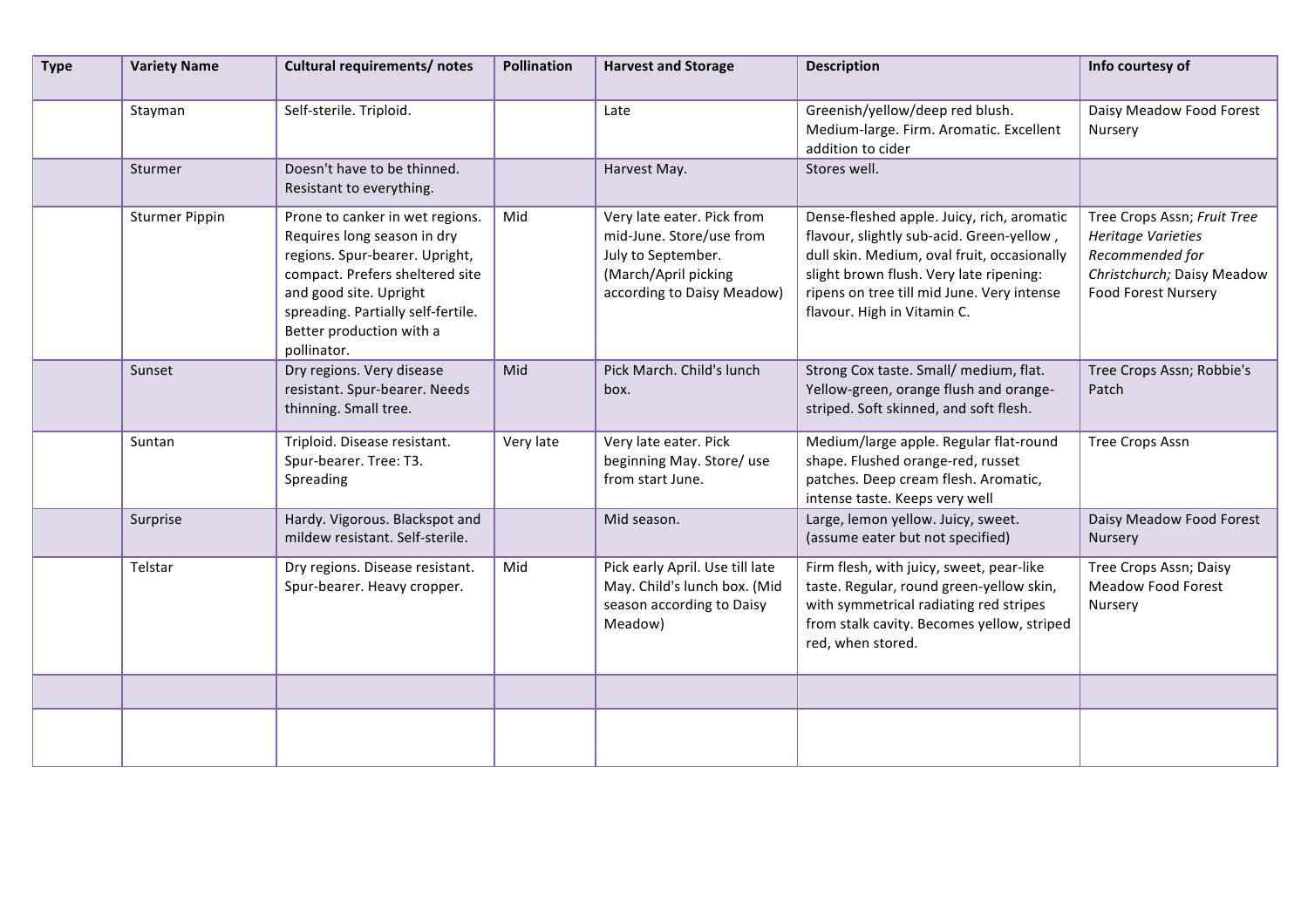| Type | Variety Name | Cultural requirements/ notes | Pollination | Harvest and Storage | Description | Info courtesy of |
|---|---|---|---|---|---|---|
| | Stayman | Self-sterile. Triploid. | | Late | Greenish/yellow/deep red blush. Medium-large. Firm. Aromatic. Excellent addition to cider | Daisy Meadow Food Forest Nursery |
| | Sturmer | Doesn't have to be thinned. Resistant to everything. | | Harvest May. | Stores well. | |
| | Sturmer Pippin | Prone to canker in wet regions. Requires long season in dry regions. Spur-bearer. Upright, compact. Prefers sheltered site and good site. Upright spreading. Partially self-fertile. Better production with a pollinator. | Mid | Very late eater. Pick from mid-June. Store/use from July to September. (March/April picking according to Daisy Meadow) | Dense-fleshed apple. Juicy, rich, aromatic flavour, slightly sub-acid. Green-yellow , dull skin. Medium, oval fruit, occasionally slight brown flush. Very late ripening: ripens on tree till mid June. Very intense flavour. High in Vitamin C. | Tree Crops Assn; *Fruit Tree Heritage Varieties Recommended for Christchurch;* Daisy Meadow Food Forest Nursery |
| | Sunset | Dry regions. Very disease resistant. Spur-bearer. Needs thinning. Small tree. | Mid | Pick March. Child's lunch box. | Strong Cox taste. Small/ medium, flat. Yellow-green, orange flush and orange-striped. Soft skinned, and soft flesh. | Tree Crops Assn; Robbie's Patch |
| | Suntan | Triploid. Disease resistant. Spur-bearer. Tree: T3. Spreading | Very late | Very late eater. Pick beginning May. Store/ use from start June. | Medium/large apple. Regular flat-round shape. Flushed orange-red, russet patches. Deep cream flesh. Aromatic, intense taste. Keeps very well | Tree Crops Assn |
| | Surprise | Hardy. Vigorous. Blackspot and mildew resistant. Self-sterile. | | Mid season. | Large, lemon yellow. Juicy, sweet. (assume eater but not specified) | Daisy Meadow Food Forest Nursery |
| | Telstar | Dry regions. Disease resistant. Spur-bearer. Heavy cropper. | Mid | Pick early April. Use till late May. Child's lunch box. (Mid season according to Daisy Meadow) | Firm flesh, with juicy, sweet, pear-like taste. Regular, round green-yellow skin, with symmetrical radiating red stripes from stalk cavity. Becomes yellow, striped red, when stored. | Tree Crops Assn; Daisy Meadow Food Forest Nursery |
| | | | | | | |
| | | | | | | |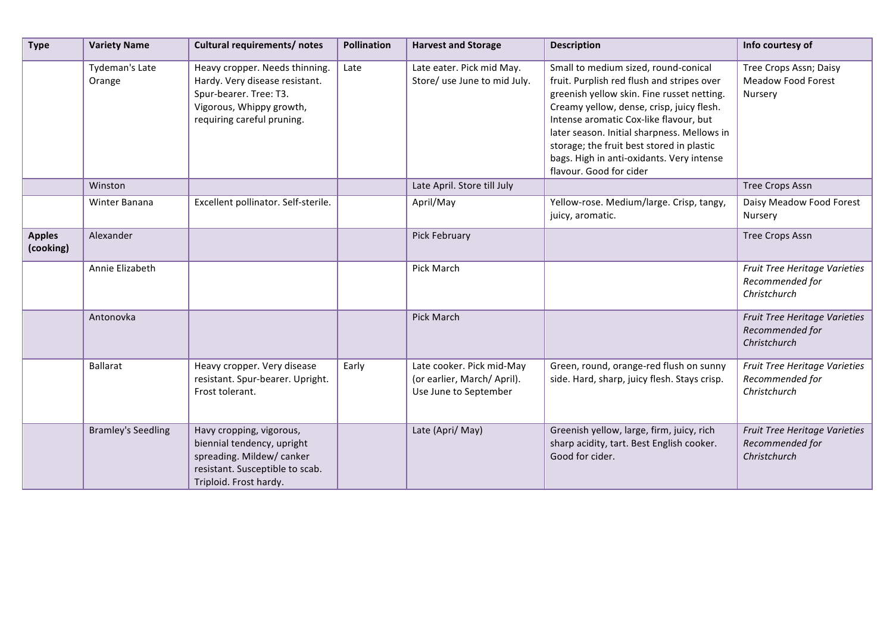| Type | Variety Name | Cultural requirements/ notes | Pollination | Harvest and Storage | Description | Info courtesy of |
|---|---|---|---|---|---|---|
| | Tydeman's Late Orange | Heavy cropper. Needs thinning. Hardy. Very disease resistant. Spur-bearer. Tree: T3. Vigorous, Whippy growth, requiring careful pruning. | Late | Late eater. Pick mid May. Store/ use June to mid July. | Small to medium sized, round-conical fruit. Purplish red flush and stripes over greenish yellow skin. Fine russet netting. Creamy yellow, dense, crisp, juicy flesh. Intense aromatic Cox-like flavour, but later season. Initial sharpness. Mellows in storage; the fruit best stored in plastic bags. High in anti-oxidants. Very intense flavour. Good for cider | Tree Crops Assn; Daisy Meadow Food Forest Nursery |
| | Winston | | | Late April. Store till July | | Tree Crops Assn |
| | Winter Banana | Excellent pollinator. Self-sterile. | | April/May | Yellow-rose. Medium/large. Crisp, tangy, juicy, aromatic. | Daisy Meadow Food Forest Nursery |
| **Apples (cooking)** | Alexander | | | Pick February | | Tree Crops Assn |
| | Annie Elizabeth | | | Pick March | | *Fruit Tree Heritage Varieties Recommended for Christchurch* |
| | Antonovka | | | Pick March | | *Fruit Tree Heritage Varieties Recommended for Christchurch* |
| | Ballarat | Heavy cropper. Very disease resistant. Spur-bearer. Upright. Frost tolerant. | Early | Late cooker. Pick mid-May (or earlier, March/ April). Use June to September | Green, round, orange-red flush on sunny side. Hard, sharp, juicy flesh. Stays crisp. | *Fruit Tree Heritage Varieties Recommended for Christchurch* |
| | Bramley's Seedling | Havy cropping, vigorous, biennial tendency, upright spreading. Mildew/ canker resistant. Susceptible to scab. Triploid. Frost hardy. | | Late (Apri/ May) | Greenish yellow, large, firm, juicy, rich sharp acidity, tart. Best English cooker. Good for cider. | *Fruit Tree Heritage Varieties Recommended for Christchurch* |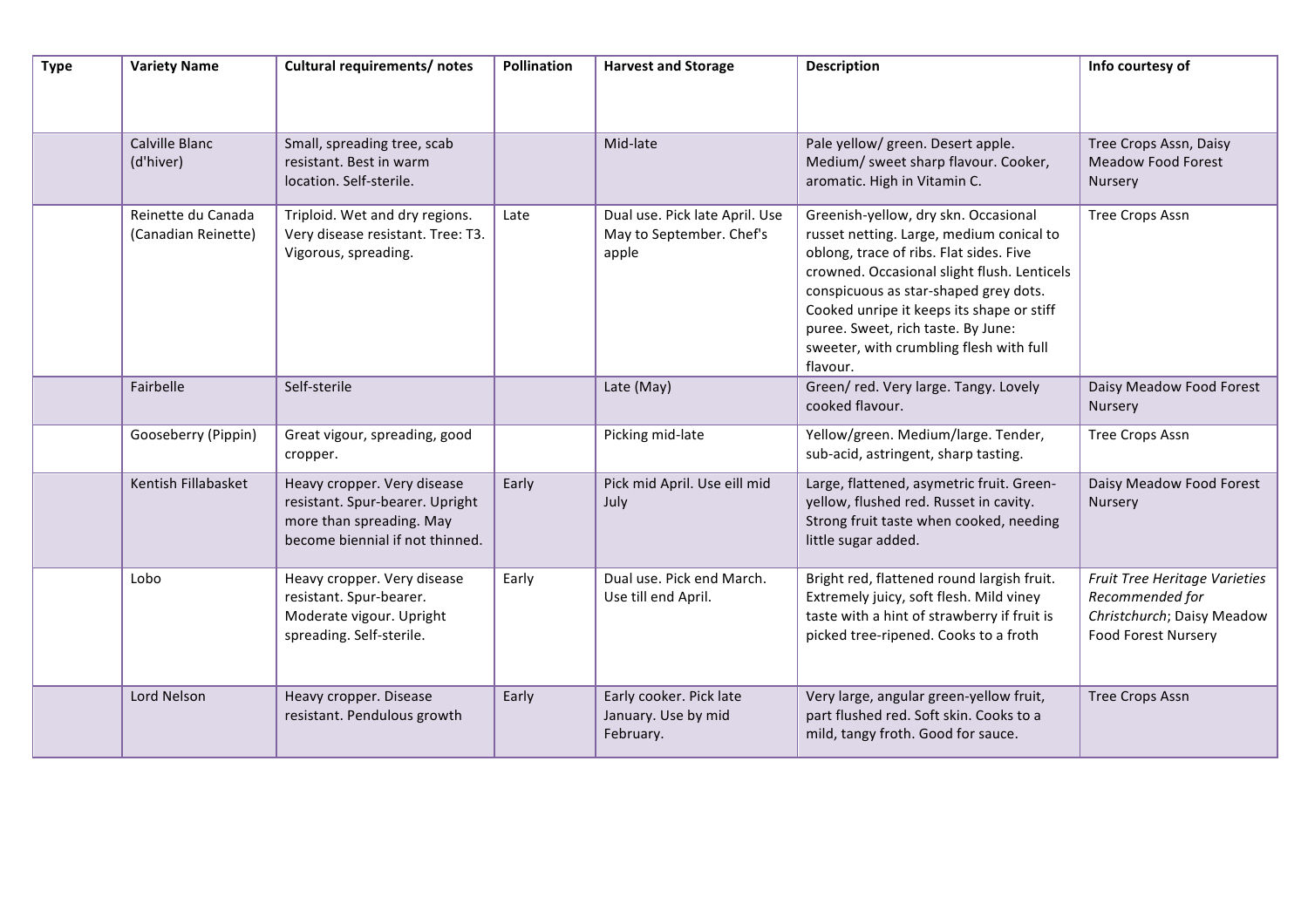| Type | Variety Name | Cultural requirements/ notes | Pollination | Harvest and Storage | Description | Info courtesy of |
|---|---|---|---|---|---|---|
| | Calville Blanc (d'hiver) | Small, spreading tree, scab resistant. Best in warm location. Self-sterile. | | Mid-late | Pale yellow/ green. Desert apple. Medium/ sweet sharp flavour. Cooker, aromatic. High in Vitamin C. | Tree Crops Assn, Daisy Meadow Food Forest Nursery |
| | Reinette du Canada (Canadian Reinette) | Triploid. Wet and dry regions. Very disease resistant. Tree: T3. Vigorous, spreading. | Late | Dual use. Pick late April. Use May to September. Chef's apple | Greenish-yellow, dry skn. Occasional russet netting. Large, medium conical to oblong, trace of ribs. Flat sides. Five crowned. Occasional slight flush. Lenticels conspicuous as star-shaped grey dots. Cooked unripe it keeps its shape or stiff puree. Sweet, rich taste. By June: sweeter, with crumbling flesh with full flavour. | Tree Crops Assn |
| | Fairbelle | Self-sterile | | Late (May) | Green/ red. Very large. Tangy. Lovely cooked flavour. | Daisy Meadow Food Forest Nursery |
| | Gooseberry (Pippin) | Great vigour, spreading, good cropper. | | Picking mid-late | Yellow/green. Medium/large. Tender, sub-acid, astringent, sharp tasting. | Tree Crops Assn |
| | Kentish Fillabasket | Heavy cropper. Very disease resistant. Spur-bearer. Upright more than spreading. May become biennial if not thinned. | Early | Pick mid April. Use eill mid July | Large, flattened, asymetric fruit. Green-yellow, flushed red. Russet in cavity. Strong fruit taste when cooked, needing little sugar added. | Daisy Meadow Food Forest Nursery |
| | Lobo | Heavy cropper. Very disease resistant. Spur-bearer. Moderate vigour. Upright spreading. Self-sterile. | Early | Dual use. Pick end March. Use till end April. | Bright red, flattened round largish fruit. Extremely juicy, soft flesh. Mild viney taste with a hint of strawberry if fruit is picked tree-ripened. Cooks to a froth | *Fruit Tree Heritage Varieties Recommended for Christchurch*; Daisy Meadow Food Forest Nursery |
| | Lord Nelson | Heavy cropper. Disease resistant. Pendulous growth | Early | Early cooker. Pick late January. Use by mid February. | Very large, angular green-yellow fruit, part flushed red. Soft skin. Cooks to a mild, tangy froth. Good for sauce. | Tree Crops Assn |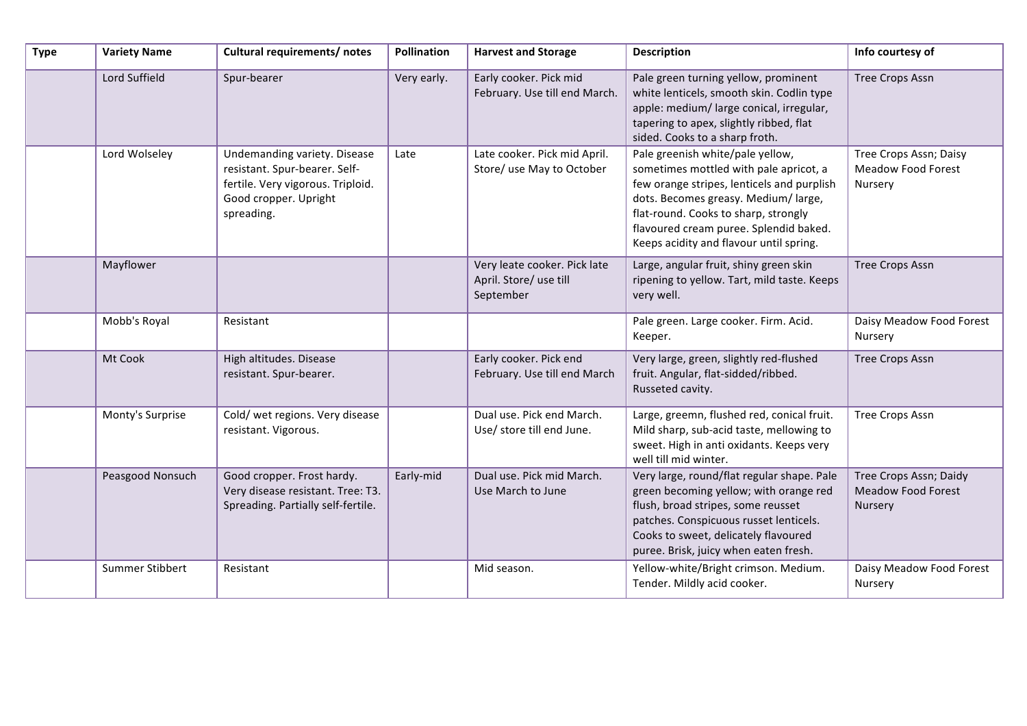| Type | Variety Name | Cultural requirements/ notes | Pollination | Harvest and Storage | Description | Info courtesy of |
|---|---|---|---|---|---|---|
| | Lord Suffield | Spur-bearer | Very early. | Early cooker. Pick mid February. Use till end March. | Pale green turning yellow, prominent white lenticels, smooth skin. Codlin type apple: medium/ large conical, irregular, tapering to apex, slightly ribbed, flat sided. Cooks to a sharp froth. | Tree Crops Assn |
| | Lord Wolseley | Undemanding variety. Disease resistant. Spur-bearer. Self-fertile. Very vigorous. Triploid. Good cropper. Upright spreading. | Late | Late cooker. Pick mid April. Store/ use May to October | Pale greenish white/pale yellow, sometimes mottled with pale apricot, a few orange stripes, lenticels and purplish dots. Becomes greasy. Medium/ large, flat-round. Cooks to sharp, strongly flavoured cream puree. Splendid baked. Keeps acidity and flavour until spring. | Tree Crops Assn; Daisy Meadow Food Forest Nursery |
| | Mayflower | | | Very leate cooker. Pick late April. Store/ use till September | Large, angular fruit, shiny green skin ripening to yellow. Tart, mild taste. Keeps very well. | Tree Crops Assn |
| | Mobb's Royal | Resistant | | | Pale green. Large cooker. Firm. Acid. Keeper. | Daisy Meadow Food Forest Nursery |
| | Mt Cook | High altitudes. Disease resistant. Spur-bearer. | | Early cooker. Pick end February. Use till end March | Very large, green, slightly red-flushed fruit. Angular, flat-sided/ribbed. Russeted cavity. | Tree Crops Assn |
| | Monty's Surprise | Cold/ wet regions. Very disease resistant. Vigorous. | | Dual use. Pick end March. Use/ store till end June. | Large, greemn, flushed red, conical fruit. Mild sharp, sub-acid taste, mellowing to sweet. High in anti oxidants. Keeps very well till mid winter. | Tree Crops Assn |
| | Peasgood Nonsuch | Good cropper. Frost hardy. Very disease resistant. Tree: T3. Spreading. Partially self-fertile. | Early-mid | Dual use. Pick mid March. Use March to June | Very large, round/flat regular shape. Pale green becoming yellow; with orange red flush, broad stripes, some reusset patches. Conspicuous russet lenticels. Cooks to sweet, delicately flavoured puree. Brisk, juicy when eaten fresh. | Tree Crops Assn; Daidy Meadow Food Forest Nursery |
| | Summer Stibbert | Resistant | | Mid season. | Yellow-white/Bright crimson. Medium. Tender. Mildly acid cooker. | Daisy Meadow Food Forest Nursery |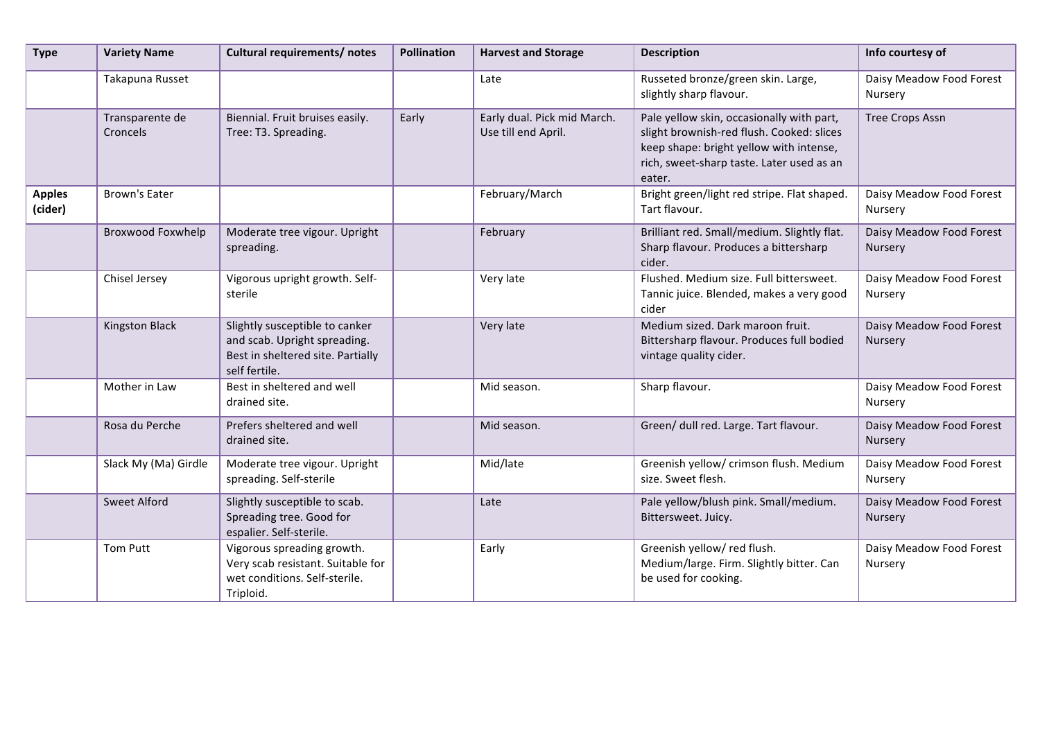| Type | Variety Name | Cultural requirements/ notes | Pollination | Harvest and Storage | Description | Info courtesy of |
|---|---|---|---|---|---|---|
| | Takapuna Russet | | | Late | Russeted bronze/green skin. Large, slightly sharp flavour. | Daisy Meadow Food Forest Nursery |
| | Transparente de Croncels | Biennial. Fruit bruises easily. Tree: T3. Spreading. | Early | Early dual. Pick mid March. Use till end April. | Pale yellow skin, occasionally with part, slight brownish-red flush. Cooked: slices keep shape: bright yellow with intense, rich, sweet-sharp taste. Later used as an eater. | Tree Crops Assn |
| **Apples (cider)** | Brown's Eater | | | February/March | Bright green/light red stripe. Flat shaped. Tart flavour. | Daisy Meadow Food Forest Nursery |
| | Broxwood Foxwhelp | Moderate tree vigour. Upright spreading. | | February | Brilliant red. Small/medium. Slightly flat. Sharp flavour. Produces a bittersharp cider. | Daisy Meadow Food Forest Nursery |
| | Chisel Jersey | Vigorous upright growth. Self-sterile | | Very late | Flushed. Medium size. Full bittersweet. Tannic juice. Blended, makes a very good cider | Daisy Meadow Food Forest Nursery |
| | Kingston Black | Slightly susceptible to canker and scab. Upright spreading. Best in sheltered site. Partially self fertile. | | Very late | Medium sized. Dark maroon fruit. Bittersharp flavour. Produces full bodied vintage quality cider. | Daisy Meadow Food Forest Nursery |
| | Mother in Law | Best in sheltered and well drained site. | | Mid season. | Sharp flavour. | Daisy Meadow Food Forest Nursery |
| | Rosa du Perche | Prefers sheltered and well drained site. | | Mid season. | Green/ dull red. Large. Tart flavour. | Daisy Meadow Food Forest Nursery |
| | Slack My (Ma) Girdle | Moderate tree vigour. Upright spreading. Self-sterile | | Mid/late | Greenish yellow/ crimson flush. Medium size. Sweet flesh. | Daisy Meadow Food Forest Nursery |
| | Sweet Alford | Slightly susceptible to scab. Spreading tree. Good for espalier. Self-sterile. | | Late | Pale yellow/blush pink. Small/medium. Bittersweet. Juicy. | Daisy Meadow Food Forest Nursery |
| | Tom Putt | Vigorous spreading growth. Very scab resistant. Suitable for wet conditions. Self-sterile. Triploid. | | Early | Greenish yellow/ red flush. Medium/large. Firm. Slightly bitter. Can be used for cooking. | Daisy Meadow Food Forest Nursery |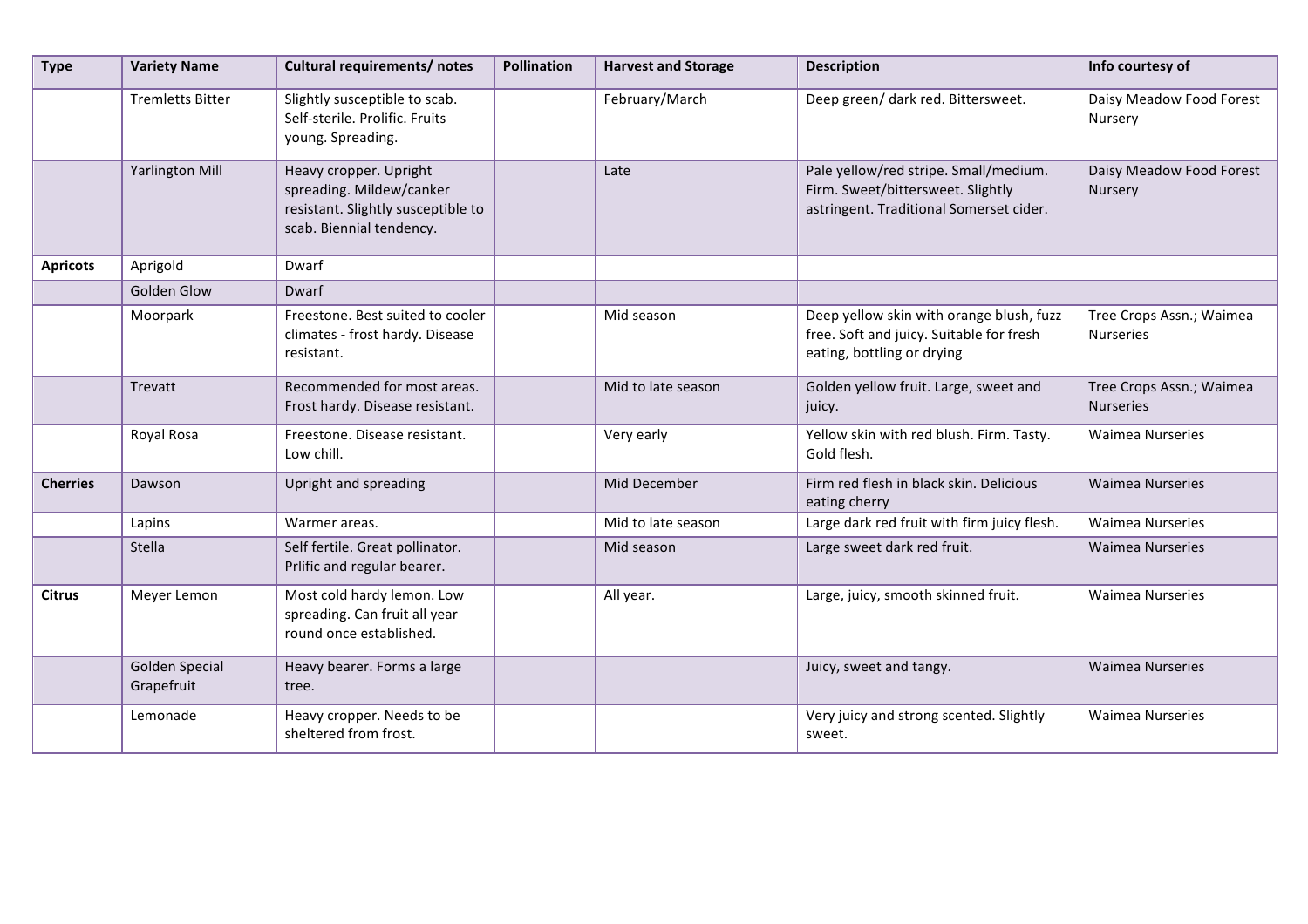| Type | Variety Name | Cultural requirements/ notes | Pollination | Harvest and Storage | Description | Info courtesy of |
|---|---|---|---|---|---|---|
| | Tremletts Bitter | Slightly susceptible to scab. Self-sterile. Prolific. Fruits young. Spreading. | | February/March | Deep green/ dark red. Bittersweet. | Daisy Meadow Food Forest Nursery |
| | Yarlington Mill | Heavy cropper. Upright spreading. Mildew/canker resistant. Slightly susceptible to scab. Biennial tendency. | | Late | Pale yellow/red stripe. Small/medium. Firm. Sweet/bittersweet. Slightly astringent. Traditional Somerset cider. | Daisy Meadow Food Forest Nursery |
| **Apricots** | Aprigold | Dwarf | | | | |
| | Golden Glow | Dwarf | | | | |
| | Moorpark | Freestone. Best suited to cooler climates - frost hardy. Disease resistant. | | Mid season | Deep yellow skin with orange blush, fuzz free. Soft and juicy. Suitable for fresh eating, bottling or drying | Tree Crops Assn.; Waimea Nurseries |
| | Trevatt | Recommended for most areas. Frost hardy. Disease resistant. | | Mid to late season | Golden yellow fruit. Large, sweet and juicy. | Tree Crops Assn.; Waimea Nurseries |
| | Royal Rosa | Freestone. Disease resistant. Low chill. | | Very early | Yellow skin with red blush. Firm. Tasty. Gold flesh. | Waimea Nurseries |
| **Cherries** | Dawson | Upright and spreading | | Mid December | Firm red flesh in black skin. Delicious eating cherry | Waimea Nurseries |
| | Lapins | Warmer areas. | | Mid to late season | Large dark red fruit with firm juicy flesh. | Waimea Nurseries |
| | Stella | Self fertile. Great pollinator. Prlific and regular bearer. | | Mid season | Large sweet dark red fruit. | Waimea Nurseries |
| **Citrus** | Meyer Lemon | Most cold hardy lemon. Low spreading. Can fruit all year round once established. | | All year. | Large, juicy, smooth skinned fruit. | Waimea Nurseries |
| | Golden Special Grapefruit | Heavy bearer. Forms a large tree. | | | Juicy, sweet and tangy. | Waimea Nurseries |
| | Lemonade | Heavy cropper. Needs to be sheltered from frost. | | | Very juicy and strong scented. Slightly sweet. | Waimea Nurseries |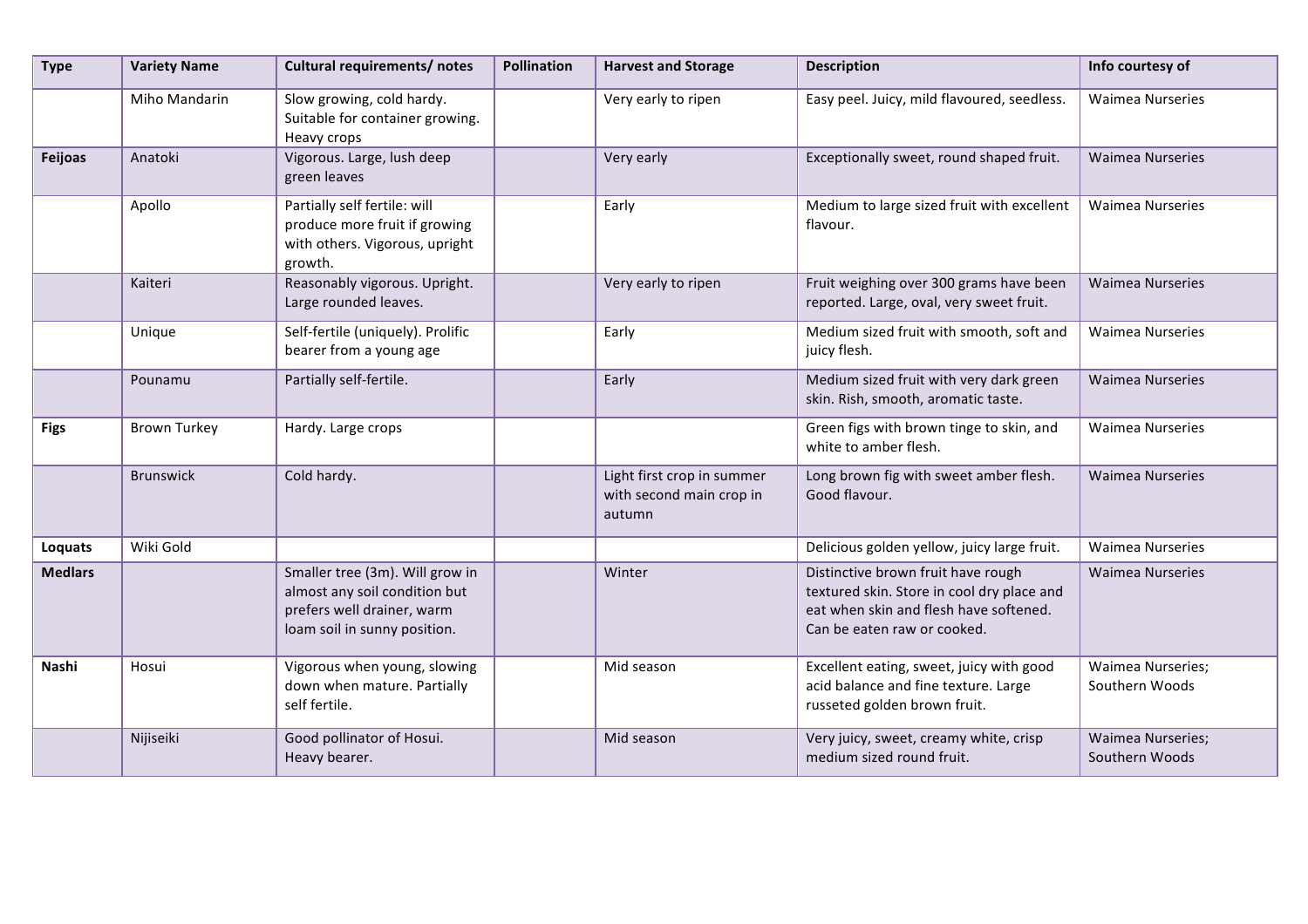| Type | Variety Name | Cultural requirements/ notes | Pollination | Harvest and Storage | Description | Info courtesy of |
| --- | --- | --- | --- | --- | --- | --- |
| | Miho Mandarin | Slow growing, cold hardy. Suitable for container growing. Heavy crops | | Very early to ripen | Easy peel. Juicy, mild flavoured, seedless. | Waimea Nurseries |
| **Feijoas** | Anatoki | Vigorous. Large, lush deep green leaves | | Very early | Exceptionally sweet, round shaped fruit. | Waimea Nurseries |
| | Apollo | Partially self fertile: will produce more fruit if growing with others. Vigorous, upright growth. | | Early | Medium to large sized fruit with excellent flavour. | Waimea Nurseries |
| | Kaiteri | Reasonably vigorous. Upright. Large rounded leaves. | | Very early to ripen | Fruit weighing over 300 grams have been reported. Large, oval, very sweet fruit. | Waimea Nurseries |
| | Unique | Self-fertile (uniquely). Prolific bearer from a young age | | Early | Medium sized fruit with smooth, soft and juicy flesh. | Waimea Nurseries |
| | Pounamu | Partially self-fertile. | | Early | Medium sized fruit with very dark green skin. Rish, smooth, aromatic taste. | Waimea Nurseries |
| **Figs** | Brown Turkey | Hardy. Large crops | | | Green figs with brown tinge to skin, and white to amber flesh. | Waimea Nurseries |
| | Brunswick | Cold hardy. | | Light first crop in summer with second main crop in autumn | Long brown fig with sweet amber flesh. Good flavour. | Waimea Nurseries |
| **Loquats** | Wiki Gold | | | | Delicious golden yellow, juicy large fruit. | Waimea Nurseries |
| **Medlars** | | Smaller tree (3m). Will grow in almost any soil condition but prefers well drainer, warm loam soil in sunny position. | | Winter | Distinctive brown fruit have rough textured skin. Store in cool dry place and eat when skin and flesh have softened. Can be eaten raw or cooked. | Waimea Nurseries |
| **Nashi** | Hosui | Vigorous when young, slowing down when mature. Partially self fertile. | | Mid season | Excellent eating, sweet, juicy with good acid balance and fine texture. Large russeted golden brown fruit. | Waimea Nurseries; Southern Woods |
| | Nijiseiki | Good pollinator of Hosui. Heavy bearer. | | Mid season | Very juicy, sweet, creamy white, crisp medium sized round fruit. | Waimea Nurseries; Southern Woods |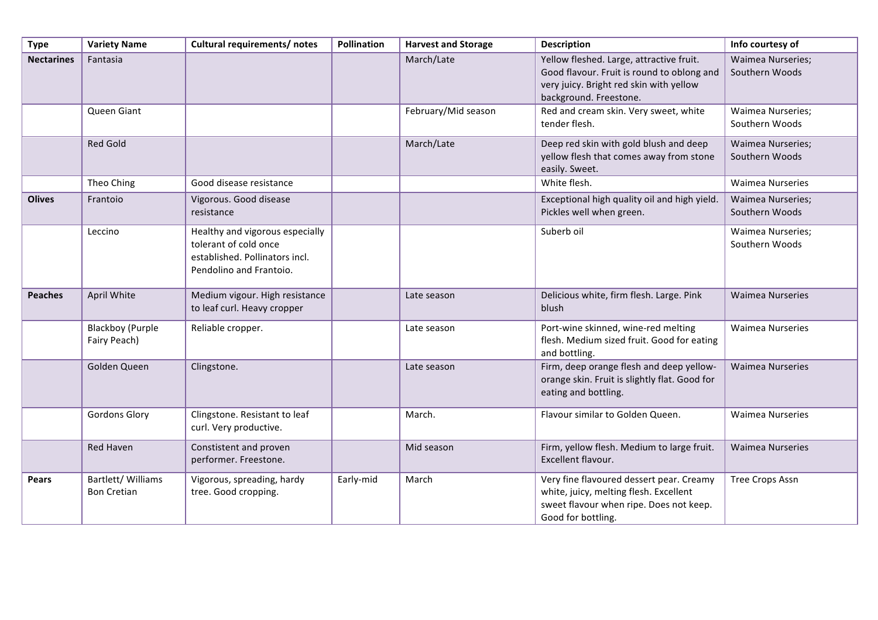| Type | Variety Name | Cultural requirements/ notes | Pollination | Harvest and Storage | Description | Info courtesy of |
|---|---|---|---|---|---|---|
| **Nectarines** | Fantasia | | | March/Late | Yellow fleshed. Large, attractive fruit. Good flavour. Fruit is round to oblong and very juicy. Bright red skin with yellow background. Freestone. | Waimea Nurseries; Southern Woods |
| | Queen Giant | | | February/Mid season | Red and cream skin. Very sweet, white tender flesh. | Waimea Nurseries; Southern Woods |
| | Red Gold | | | March/Late | Deep red skin with gold blush and deep yellow flesh that comes away from stone easily. Sweet. | Waimea Nurseries; Southern Woods |
| | Theo Ching | Good disease resistance | | | White flesh. | Waimea Nurseries |
| **Olives** | Frantoio | Vigorous. Good disease resistance | | | Exceptional high quality oil and high yield. Pickles well when green. | Waimea Nurseries; Southern Woods |
| | Leccino | Healthy and vigorous especially tolerant of cold once established. Pollinators incl. Pendolino and Frantoio. | | | Suberb oil | Waimea Nurseries; Southern Woods |
| **Peaches** | April White | Medium vigour. High resistance to leaf curl. Heavy cropper | | Late season | Delicious white, firm flesh. Large. Pink blush | Waimea Nurseries |
| | Blackboy (Purple Fairy Peach) | Reliable cropper. | | Late season | Port-wine skinned, wine-red melting flesh. Medium sized fruit. Good for eating and bottling. | Waimea Nurseries |
| | Golden Queen | Clingstone. | | Late season | Firm, deep orange flesh and deep yellow-orange skin. Fruit is slightly flat. Good for eating and bottling. | Waimea Nurseries |
| | Gordons Glory | Clingstone. Resistant to leaf curl. Very productive. | | March. | Flavour similar to Golden Queen. | Waimea Nurseries |
| | Red Haven | Constistent and proven performer. Freestone. | | Mid season | Firm, yellow flesh. Medium to large fruit. Excellent flavour. | Waimea Nurseries |
| **Pears** | Bartlett/ Williams Bon Cretian | Vigorous, spreading, hardy tree. Good cropping. | Early-mid | March | Very fine flavoured dessert pear. Creamy white, juicy, melting flesh. Excellent sweet flavour when ripe. Does not keep. Good for bottling. | Tree Crops Assn |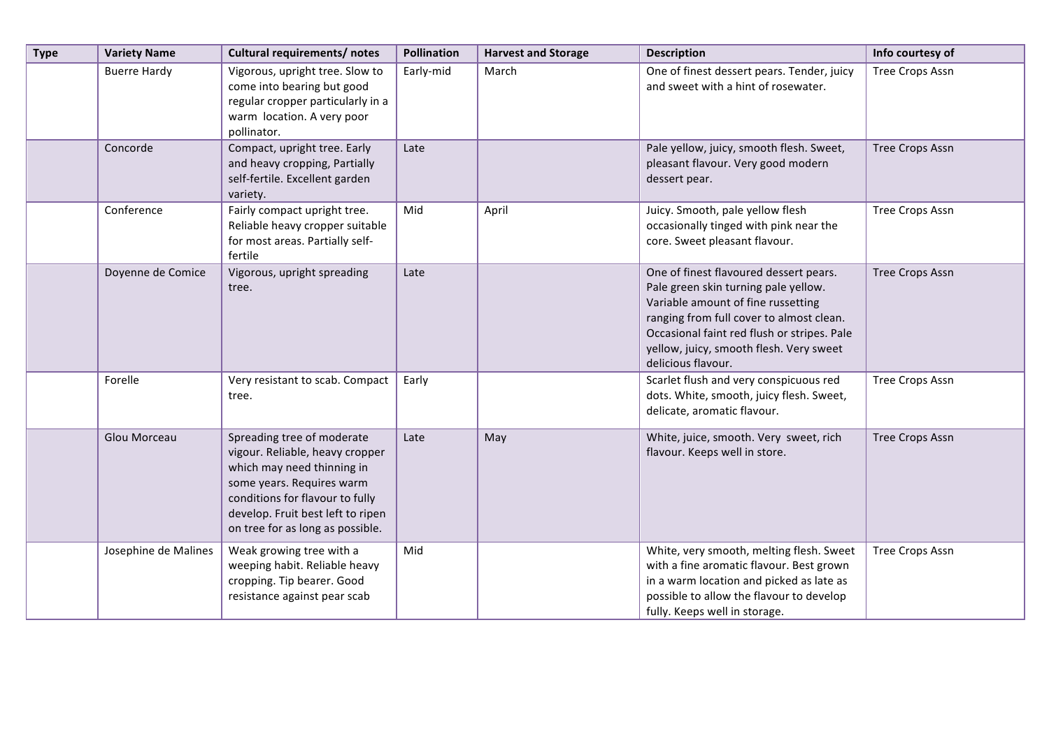| Type | Variety Name | Cultural requirements/ notes | Pollination | Harvest and Storage | Description | Info courtesy of |
|---|---|---|---|---|---|---|
| | Buerre Hardy | Vigorous, upright tree. Slow to come into bearing but good regular cropper particularly in a warm location. A very poor pollinator. | Early-mid | March | One of finest dessert pears. Tender, juicy and sweet with a hint of rosewater. | Tree Crops Assn |
| | Concorde | Compact, upright tree. Early and heavy cropping, Partially self-fertile. Excellent garden variety. | Late | | Pale yellow, juicy, smooth flesh. Sweet, pleasant flavour. Very good modern dessert pear. | Tree Crops Assn |
| | Conference | Fairly compact upright tree. Reliable heavy cropper suitable for most areas. Partially self-fertile | Mid | April | Juicy. Smooth, pale yellow flesh occasionally tinged with pink near the core. Sweet pleasant flavour. | Tree Crops Assn |
| | Doyenne de Comice | Vigorous, upright spreading tree. | Late | | One of finest flavoured dessert pears. Pale green skin turning pale yellow. Variable amount of fine russetting ranging from full cover to almost clean. Occasional faint red flush or stripes. Pale yellow, juicy, smooth flesh. Very sweet delicious flavour. | Tree Crops Assn |
| | Forelle | Very resistant to scab. Compact tree. | Early | | Scarlet flush and very conspicuous red dots. White, smooth, juicy flesh. Sweet, delicate, aromatic flavour. | Tree Crops Assn |
| | Glou Morceau | Spreading tree of moderate vigour. Reliable, heavy cropper which may need thinning in some years. Requires warm conditions for flavour to fully develop. Fruit best left to ripen on tree for as long as possible. | Late | May | White, juice, smooth. Very sweet, rich flavour. Keeps well in store. | Tree Crops Assn |
| | Josephine de Malines | Weak growing tree with a weeping habit. Reliable heavy cropping. Tip bearer. Good resistance against pear scab | Mid | | White, very smooth, melting flesh. Sweet with a fine aromatic flavour. Best grown in a warm location and picked as late as possible to allow the flavour to develop fully. Keeps well in storage. | Tree Crops Assn |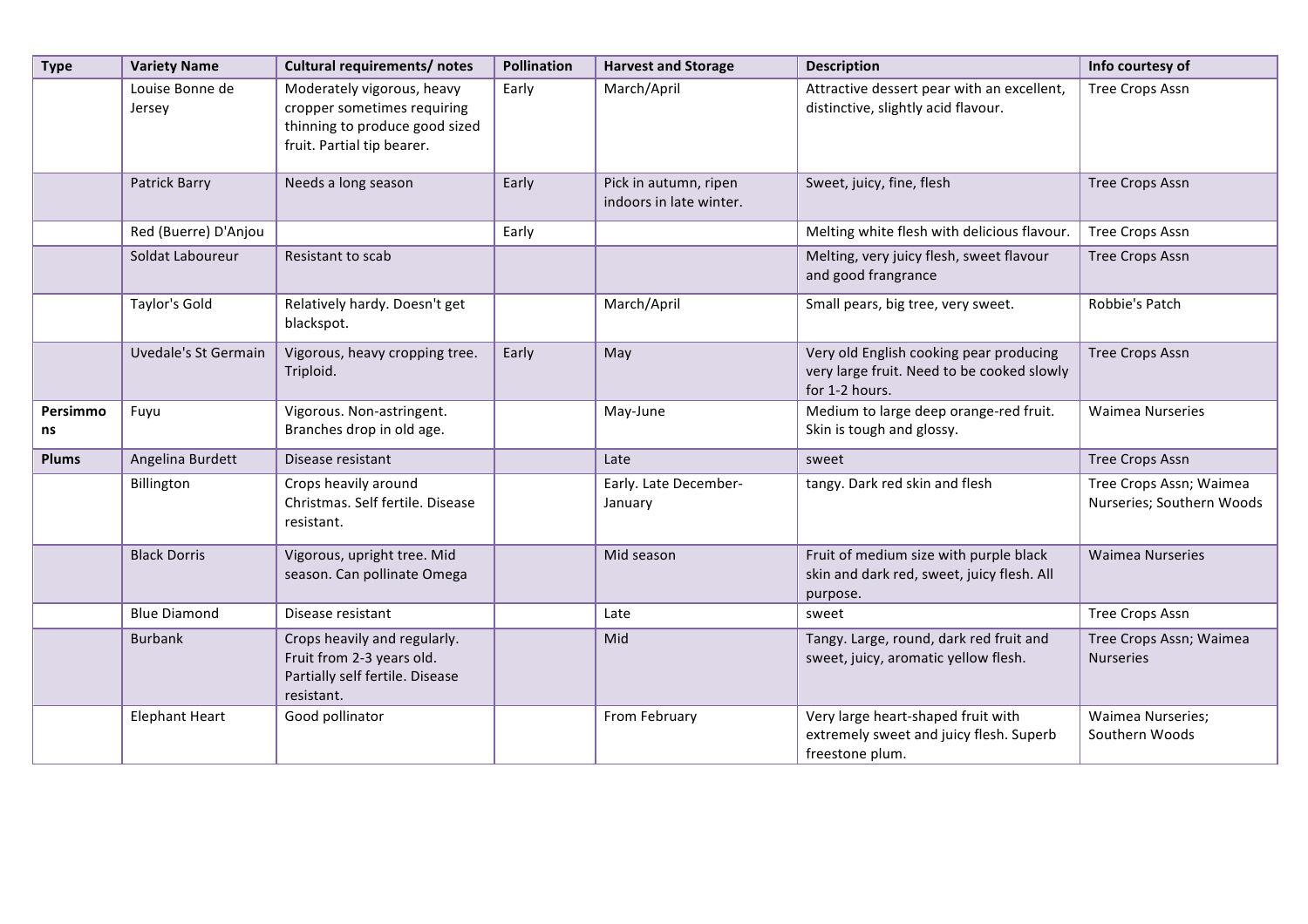| Type | Variety Name | Cultural requirements/ notes | Pollination | Harvest and Storage | Description | Info courtesy of |
|---|---|---|---|---|---|---|
| | Louise Bonne de Jersey | Moderately vigorous, heavy cropper sometimes requiring thinning to produce good sized fruit. Partial tip bearer. | Early | March/April | Attractive dessert pear with an excellent, distinctive, slightly acid flavour. | Tree Crops Assn |
| | Patrick Barry | Needs a long season | Early | Pick in autumn, ripen indoors in late winter. | Sweet, juicy, fine, flesh | Tree Crops Assn |
| | Red (Buerre) D'Anjou | | Early | | Melting white flesh with delicious flavour. | Tree Crops Assn |
| | Soldat Laboureur | Resistant to scab | | | Melting, very juicy flesh, sweet flavour and good frangrance | Tree Crops Assn |
| | Taylor's Gold | Relatively hardy. Doesn't get blackspot. | | March/April | Small pears, big tree, very sweet. | Robbie's Patch |
| | Uvedale's St Germain | Vigorous, heavy cropping tree. Triploid. | Early | May | Very old English cooking pear producing very large fruit. Need to be cooked slowly for 1-2 hours. | Tree Crops Assn |
| **Persimmons** | Fuyu | Vigorous. Non-astringent. Branches drop in old age. | | May-June | Medium to large deep orange-red fruit. Skin is tough and glossy. | Waimea Nurseries |
| **Plums** | Angelina Burdett | Disease resistant | | Late | sweet | Tree Crops Assn |
| | Billington | Crops heavily around Christmas. Self fertile. Disease resistant. | | Early. Late December-January | tangy. Dark red skin and flesh | Tree Crops Assn; Waimea Nurseries; Southern Woods |
| | Black Dorris | Vigorous, upright tree. Mid season. Can pollinate Omega | | Mid season | Fruit of medium size with purple black skin and dark red, sweet, juicy flesh. All purpose. | Waimea Nurseries |
| | Blue Diamond | Disease resistant | | Late | sweet | Tree Crops Assn |
| | Burbank | Crops heavily and regularly. Fruit from 2-3 years old. Partially self fertile. Disease resistant. | | Mid | Tangy. Large, round, dark red fruit and sweet, juicy, aromatic yellow flesh. | Tree Crops Assn; Waimea Nurseries |
| | Elephant Heart | Good pollinator | | From February | Very large heart-shaped fruit with extremely sweet and juicy flesh. Superb freestone plum. | Waimea Nurseries; Southern Woods |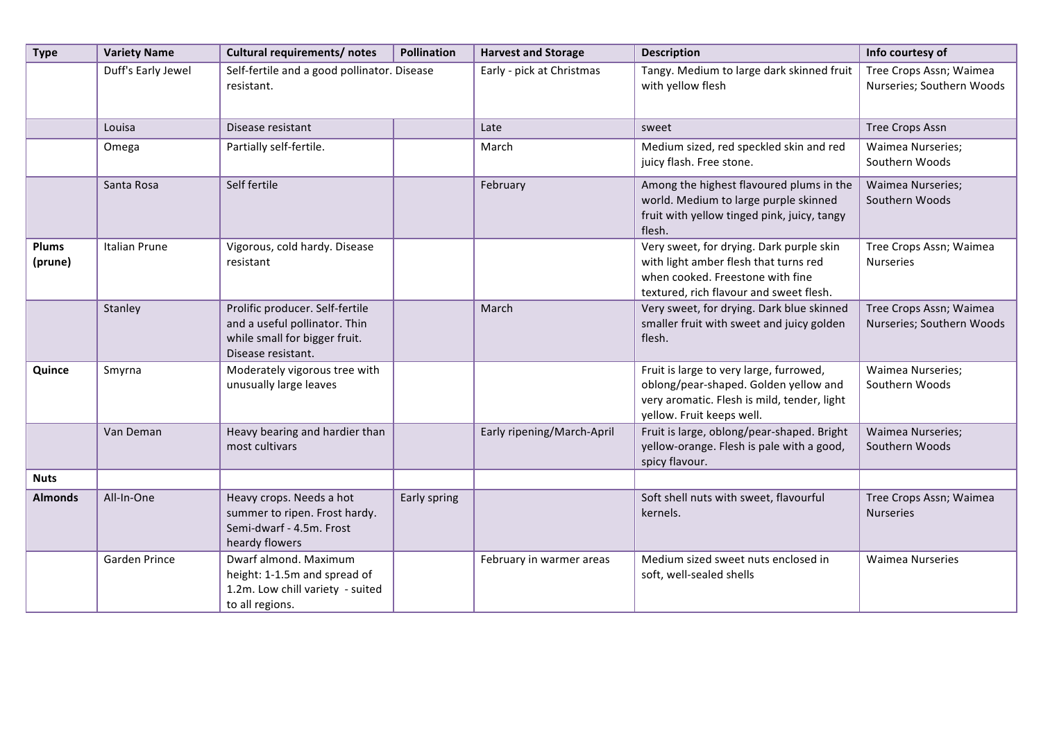| Type | Variety Name | Cultural requirements/ notes | Pollination | Harvest and Storage | Description | Info courtesy of |
|---|---|---|---|---|---|---|
| | Duff's Early Jewel | Self-fertile and a good pollinator. Disease resistant. | | Early - pick at Christmas | Tangy. Medium to large dark skinned fruit with yellow flesh | Tree Crops Assn; Waimea Nurseries; Southern Woods |
| | Louisa | Disease resistant | | Late | sweet | Tree Crops Assn |
| | Omega | Partially self-fertile. | | March | Medium sized, red speckled skin and red juicy flash. Free stone. | Waimea Nurseries; Southern Woods |
| | Santa Rosa | Self fertile | | February | Among the highest flavoured plums in the world. Medium to large purple skinned fruit with yellow tinged pink, juicy, tangy flesh. | Waimea Nurseries; Southern Woods |
| **Plums (prune)** | Italian Prune | Vigorous, cold hardy. Disease resistant | | | Very sweet, for drying. Dark purple skin with light amber flesh that turns red when cooked. Freestone with fine textured, rich flavour and sweet flesh. | Tree Crops Assn; Waimea Nurseries |
| | Stanley | Prolific producer. Self-fertile and a useful pollinator. Thin while small for bigger fruit. Disease resistant. | | March | Very sweet, for drying. Dark blue skinned smaller fruit with sweet and juicy golden flesh. | Tree Crops Assn; Waimea Nurseries; Southern Woods |
| **Quince** | Smyrna | Moderately vigorous tree with unusually large leaves | | | Fruit is large to very large, furrowed, oblong/pear-shaped. Golden yellow and very aromatic. Flesh is mild, tender, light yellow. Fruit keeps well. | Waimea Nurseries; Southern Woods |
| | Van Deman | Heavy bearing and hardier than most cultivars | | Early ripening/March-April | Fruit is large, oblong/pear-shaped. Bright yellow-orange. Flesh is pale with a good, spicy flavour. | Waimea Nurseries; Southern Woods |
| **Nuts** | | | | | | |
| **Almonds** | All-In-One | Heavy crops. Needs a hot summer to ripen. Frost hardy. Semi-dwarf - 4.5m. Frost heardy flowers | Early spring | | Soft shell nuts with sweet, flavourful kernels. | Tree Crops Assn; Waimea Nurseries |
| | Garden Prince | Dwarf almond. Maximum height: 1-1.5m and spread of 1.2m. Low chill variety - suited to all regions. | | February in warmer areas | Medium sized sweet nuts enclosed in soft, well-sealed shells | Waimea Nurseries |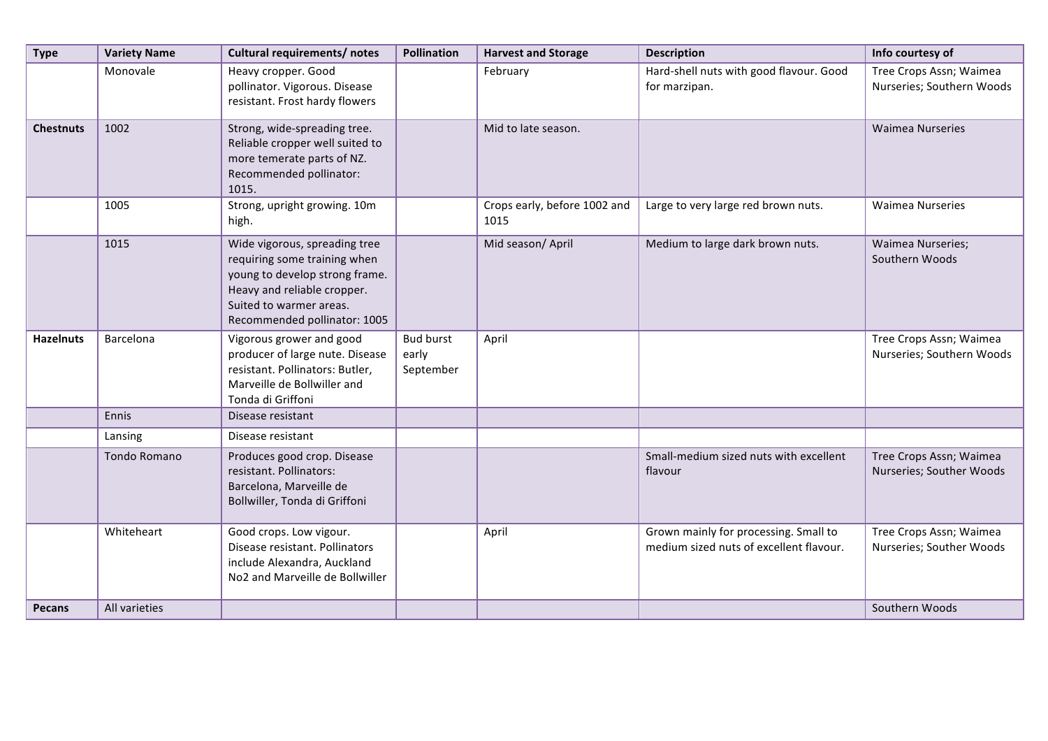| Type | Variety Name | Cultural requirements/ notes | Pollination | Harvest and Storage | Description | Info courtesy of |
|---|---|---|---|---|---|---|
| | Monovale | Heavy cropper. Good pollinator. Vigorous. Disease resistant. Frost hardy flowers | | February | Hard-shell nuts with good flavour. Good for marzipan. | Tree Crops Assn; Waimea Nurseries; Southern Woods |
| **Chestnuts** | 1002 | Strong, wide-spreading tree. Reliable cropper well suited to more temerate parts of NZ. Recommended pollinator: 1015. | | Mid to late season. | | Waimea Nurseries |
| | 1005 | Strong, upright growing. 10m high. | | Crops early, before 1002 and 1015 | Large to very large red brown nuts. | Waimea Nurseries |
| | 1015 | Wide vigorous, spreading tree requiring some training when young to develop strong frame. Heavy and reliable cropper. Suited to warmer areas. Recommended pollinator: 1005 | | Mid season/ April | Medium to large dark brown nuts. | Waimea Nurseries; Southern Woods |
| **Hazelnuts** | Barcelona | Vigorous grower and good producer of large nute. Disease resistant. Pollinators: Butler, Marveille de Bollwiller and Tonda di Griffoni | Bud burst early September | April | | Tree Crops Assn; Waimea Nurseries; Southern Woods |
| | Ennis | Disease resistant | | | | |
| | Lansing | Disease resistant | | | | |
| | Tondo Romano | Produces good crop. Disease resistant. Pollinators: Barcelona, Marveille de Bollwiller, Tonda di Griffoni | | | Small-medium sized nuts with excellent flavour | Tree Crops Assn; Waimea Nurseries; Souther Woods |
| | Whiteheart | Good crops. Low vigour. Disease resistant. Pollinators include Alexandra, Auckland No2 and Marveille de Bollwiller | | April | Grown mainly for processing. Small to medium sized nuts of excellent flavour. | Tree Crops Assn; Waimea Nurseries; Souther Woods |
| **Pecans** | All varieties | | | | | Southern Woods |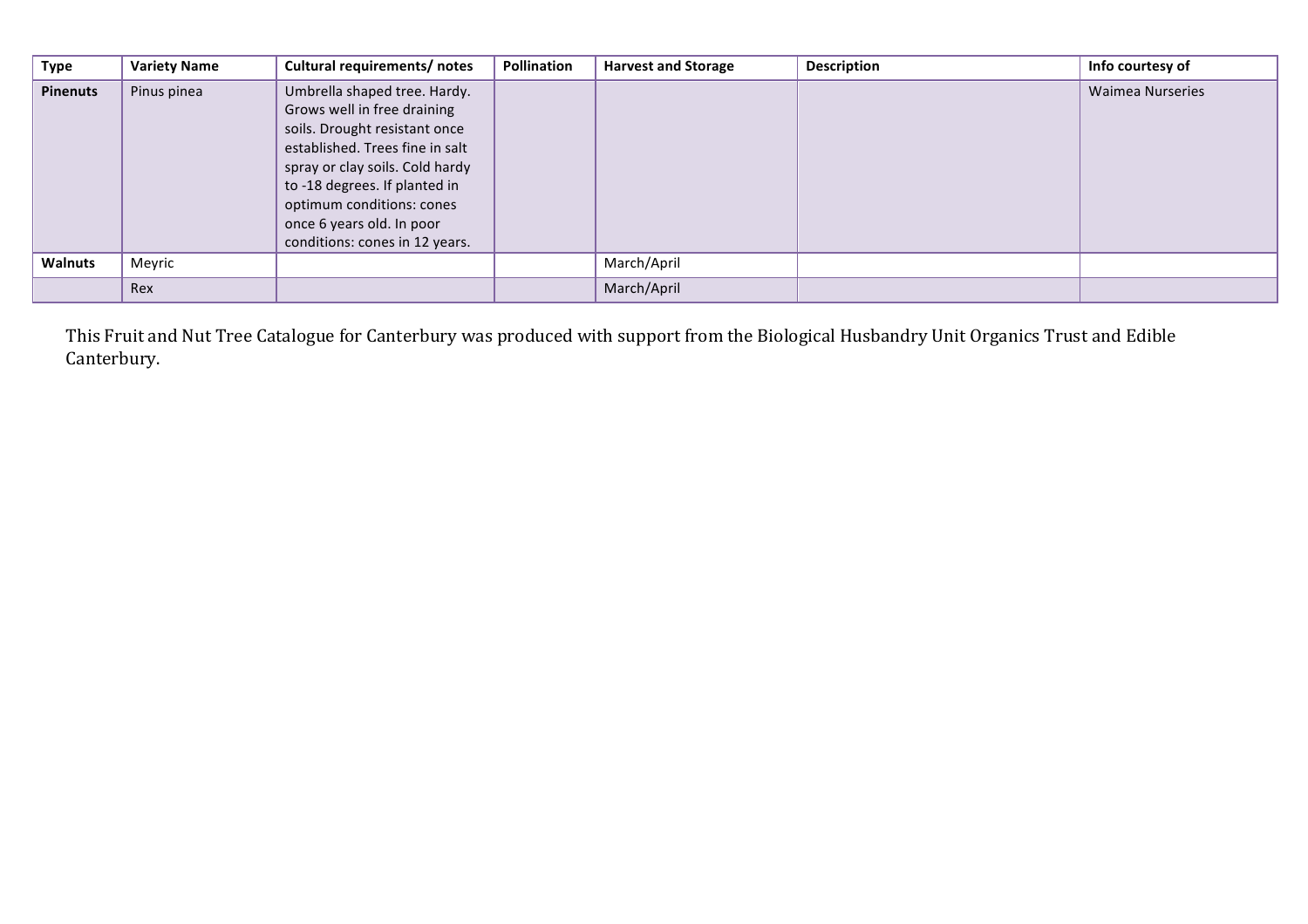| Type | Variety Name | Cultural requirements/ notes | Pollination | Harvest and Storage | Description | Info courtesy of |
|---|---|---|---|---|---|---|
| **Pinenuts** | Pinus pinea | Umbrella shaped tree. Hardy. Grows well in free draining soils. Drought resistant once established. Trees fine in salt spray or clay soils. Cold hardy to -18 degrees. If planted in optimum conditions: cones once 6 years old. In poor conditions: cones in 12 years. | | | | Waimea Nurseries |
| **Walnuts** | Meyric | | | March/April | | |
| | Rex | | | March/April | | |

This Fruit and Nut Tree Catalogue for Canterbury was produced with support from the Biological Husbandry Unit Organics Trust and Edible Canterbury.